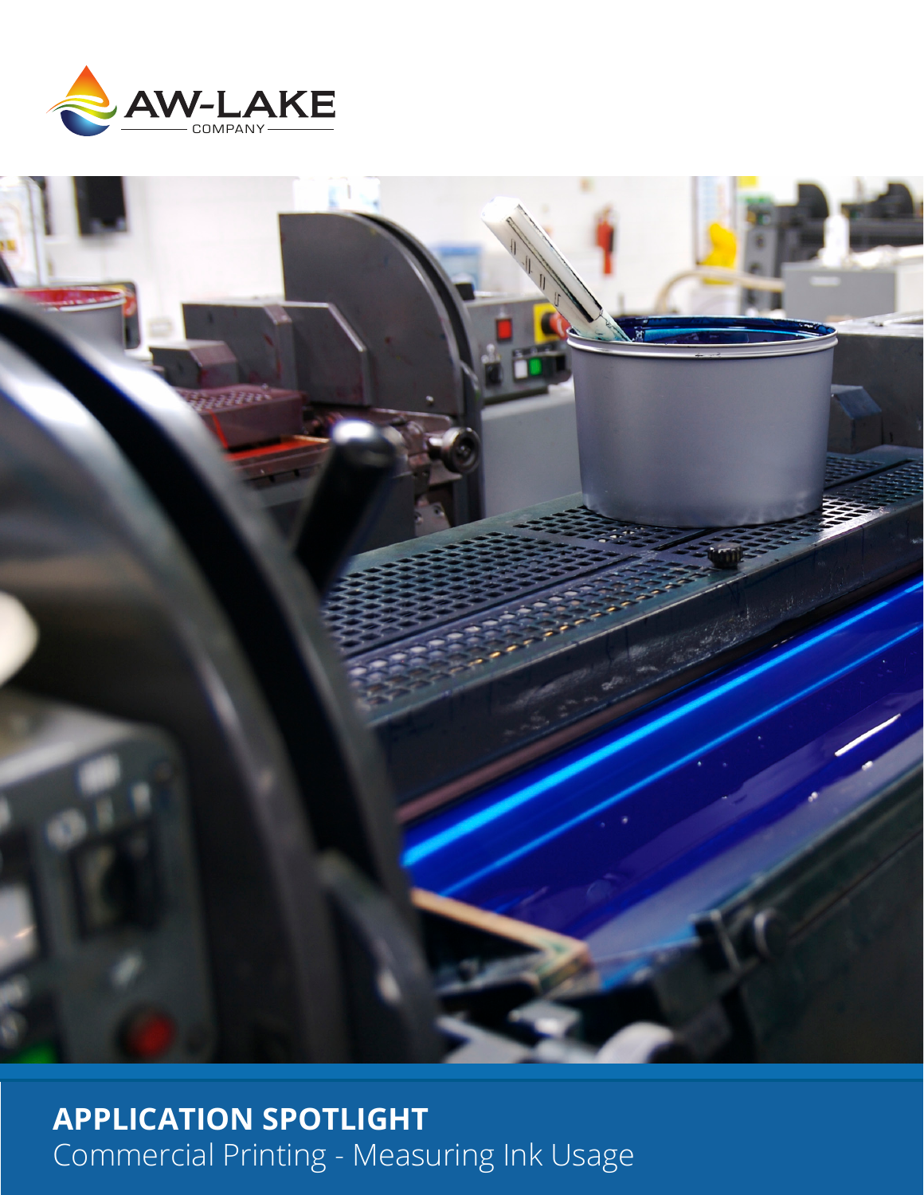AW-LAKE COMPANY

**APPLICATION SPOTLIGHT**

Commercial Printing - Measuring Ink Usage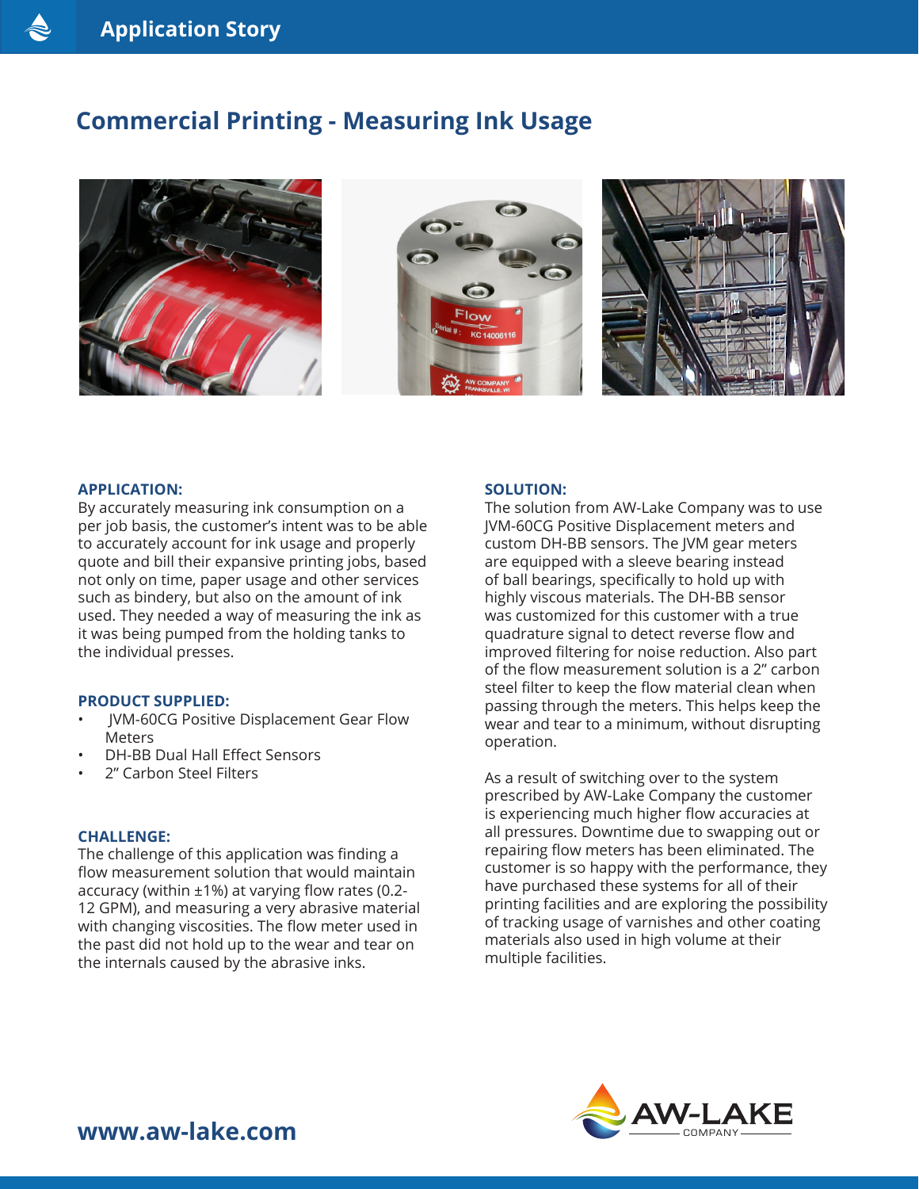Application Story

# Commercial Printing - Measuring Ink Usage

### APPLICATION:

By accurately measuring ink consumption on a per job basis, the customer's intent was to be able to accurately account for ink usage and properly quote and bill their expansive printing jobs, based not only on time, paper usage and other services such as bindery, but also on the amount of ink used. They needed a way of measuring the ink as it was being pumped from the holding tanks to the individual presses.

### PRODUCT SUPPLIED:

- JVM-60CG Positive Displacement Gear Flow Meters
- DH-BB Dual Hall Effect Sensors
- 2" Carbon Steel Filters

### CHALLENGE:

The challenge of this application was finding a flow measurement solution that would maintain accuracy (within ±1%) at varying flow rates (0.2-12 GPM), and measuring a very abrasive material with changing viscosities. The flow meter used in the past did not hold up to the wear and tear on the internals caused by the abrasive inks.

### SOLUTION:

The solution from AW-Lake Company was to use JVM-60CG Positive Displacement meters and custom DH-BB sensors. The JVM gear meters are equipped with a sleeve bearing instead of ball bearings, specifically to hold up with highly viscous materials. The DH-BB sensor was customized for this customer with a true quadrature signal to detect reverse flow and improved filtering for noise reduction. Also part of the flow measurement solution is a 2" carbon steel filter to keep the flow material clean when passing through the meters. This helps keep the wear and tear to a minimum, without disrupting operation.

As a result of switching over to the system prescribed by AW-Lake Company the customer is experiencing much higher flow accuracies at all pressures. Downtime due to swapping out or repairing flow meters has been eliminated. The customer is so happy with the performance, they have purchased these systems for all of their printing facilities and are exploring the possibility of tracking usage of varnishes and other coating materials also used in high volume at their multiple facilities.

www.aw-lake.com